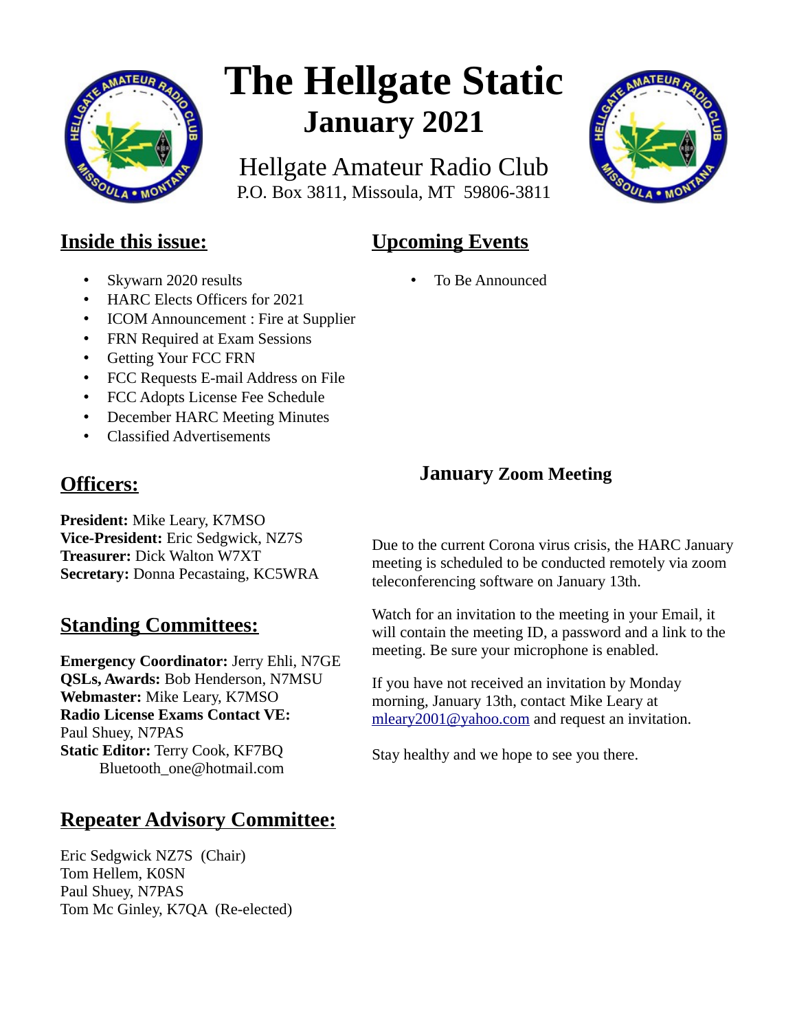# The Hellgate Static

## January 2021

Hellgate Amateur Radio Club
P.O. Box 3811, Missoula, MT 59806-3811

## Inside this issue:

- Skywarn 2020 results
- HARC Elects Officers for 2021
- ICOM Announcement : Fire at Supplier
- FRN Required at Exam Sessions
- Getting Your FCC FRN
- FCC Requests E-mail Address on File
- FCC Adopts License Fee Schedule
- December HARC Meeting Minutes
- Classified Advertisements

## Upcoming Events

- To Be Announced

## Officers:

**President:** Mike Leary, K7MSO
**Vice-President:** Eric Sedgwick, NZ7S
**Treasurer:** Dick Walton W7XT
**Secretary:** Donna Pecastaing, KC5WRA

## Standing Committees:

**Emergency Coordinator:** Jerry Ehli, N7GE
**QSLs, Awards:** Bob Henderson, N7MSU
**Webmaster:** Mike Leary, K7MSO
**Radio License Exams Contact VE:** Paul Shuey, N7PAS
**Static Editor:** Terry Cook, KF7BQ
Bluetooth_one@hotmail.com

## Repeater Advisory Committee:

Eric Sedgwick NZ7S (Chair)
Tom Hellem, K0SN
Paul Shuey, N7PAS
Tom Mc Ginley, K7QA (Re-elected)

## January Zoom Meeting

Due to the current Corona virus crisis, the HARC January meeting is scheduled to be conducted remotely via zoom teleconferencing software on January 13th.

Watch for an invitation to the meeting in your Email, it will contain the meeting ID, a password and a link to the meeting. Be sure your microphone is enabled.

If you have not received an invitation by Monday morning, January 13th, contact Mike Leary at mleary2001@yahoo.com and request an invitation.

Stay healthy and we hope to see you there.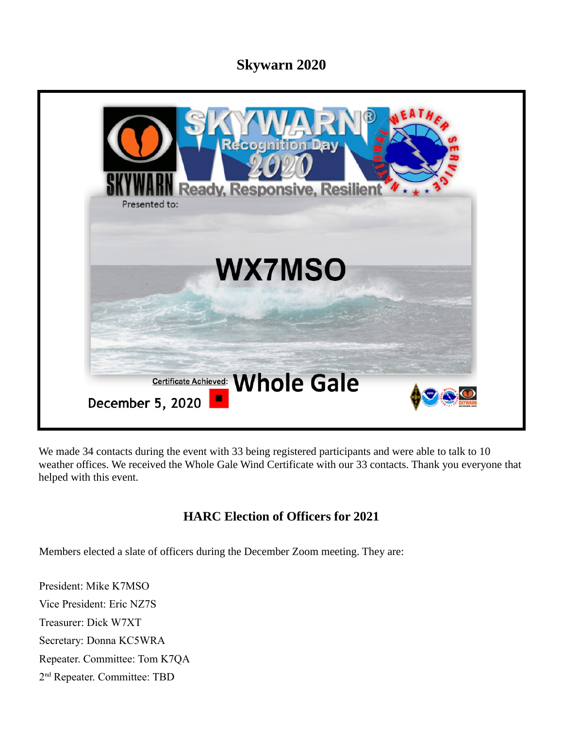# Skywarn 2020

SKYWARN® Recognition Day 2020

Ready, Responsive, Resilient

Presented to:

**WX7MSO**

Certificate Achieved: **Whole Gale**

December 5, 2020

We made 34 contacts during the event with 33 being registered participants and were able to talk to 10 weather offices. We received the Whole Gale Wind Certificate with our 33 contacts. Thank you everyone that helped with this event.

## HARC Election of Officers for 2021

Members elected a slate of officers during the December Zoom meeting. They are:

President: Mike K7MSO
Vice President: Eric NZ7S
Treasurer: Dick W7XT
Secretary: Donna KC5WRA
Repeater. Committee: Tom K7QA
2nd Repeater. Committee: TBD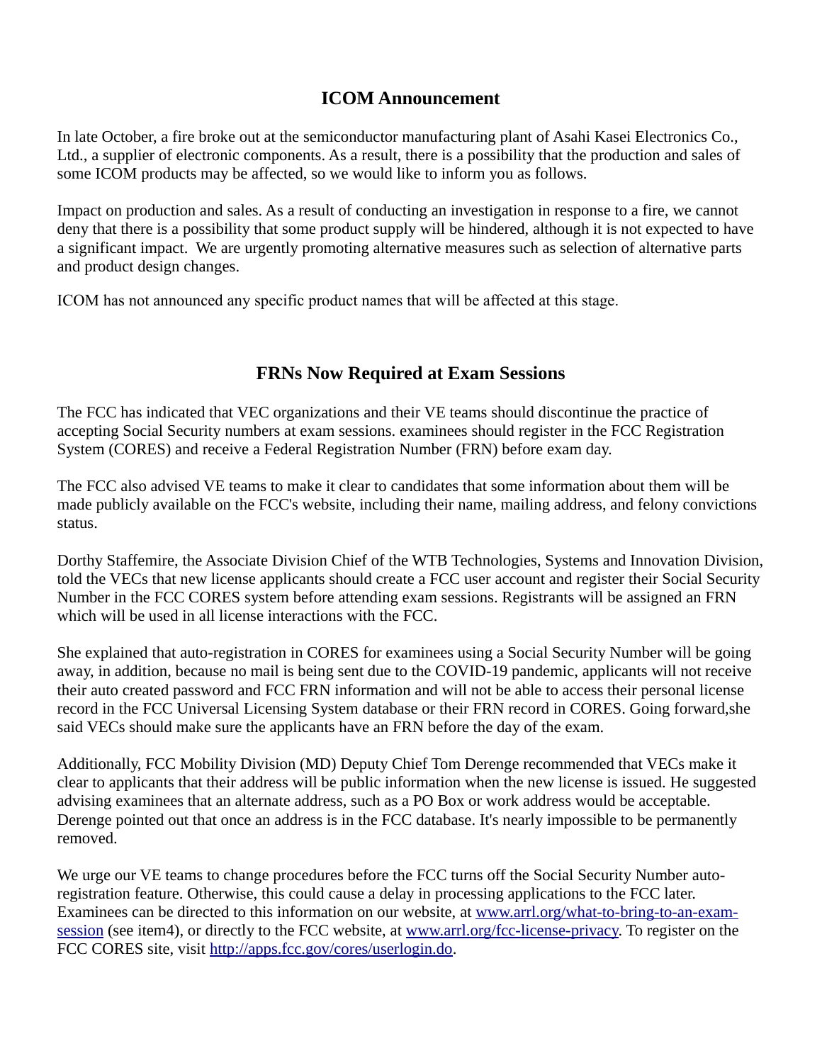## ICOM Announcement

In late October, a fire broke out at the semiconductor manufacturing plant of Asahi Kasei Electronics Co., Ltd., a supplier of electronic components. As a result, there is a possibility that the production and sales of some ICOM products may be affected, so we would like to inform you as follows.

Impact on production and sales. As a result of conducting an investigation in response to a fire, we cannot deny that there is a possibility that some product supply will be hindered, although it is not expected to have a significant impact. We are urgently promoting alternative measures such as selection of alternative parts and product design changes.

ICOM has not announced any specific product names that will be affected at this stage.

## FRNs Now Required at Exam Sessions

The FCC has indicated that VEC organizations and their VE teams should discontinue the practice of accepting Social Security numbers at exam sessions. examinees should register in the FCC Registration System (CORES) and receive a Federal Registration Number (FRN) before exam day.

The FCC also advised VE teams to make it clear to candidates that some information about them will be made publicly available on the FCC's website, including their name, mailing address, and felony convictions status.

Dorthy Staffemire, the Associate Division Chief of the WTB Technologies, Systems and Innovation Division, told the VECs that new license applicants should create a FCC user account and register their Social Security Number in the FCC CORES system before attending exam sessions. Registrants will be assigned an FRN which will be used in all license interactions with the FCC.

She explained that auto-registration in CORES for examinees using a Social Security Number will be going away, in addition, because no mail is being sent due to the COVID-19 pandemic, applicants will not receive their auto created password and FCC FRN information and will not be able to access their personal license record in the FCC Universal Licensing System database or their FRN record in CORES. Going forward,she said VECs should make sure the applicants have an FRN before the day of the exam.

Additionally, FCC Mobility Division (MD) Deputy Chief Tom Derenge recommended that VECs make it clear to applicants that their address will be public information when the new license is issued. He suggested advising examinees that an alternate address, such as a PO Box or work address would be acceptable. Derenge pointed out that once an address is in the FCC database. It's nearly impossible to be permanently removed.

We urge our VE teams to change procedures before the FCC turns off the Social Security Number auto-registration feature. Otherwise, this could cause a delay in processing applications to the FCC later. Examinees can be directed to this information on our website, at [www.arrl.org/what-to-bring-to-an-exam-session](http://www.arrl.org/what-to-bring-to-an-exam-session) (see item4), or directly to the FCC website, at [www.arrl.org/fcc-license-privacy](http://www.arrl.org/fcc-license-privacy). To register on the FCC CORES site, visit [http://apps.fcc.gov/cores/userlogin.do](http://apps.fcc.gov/cores/userlogin.do).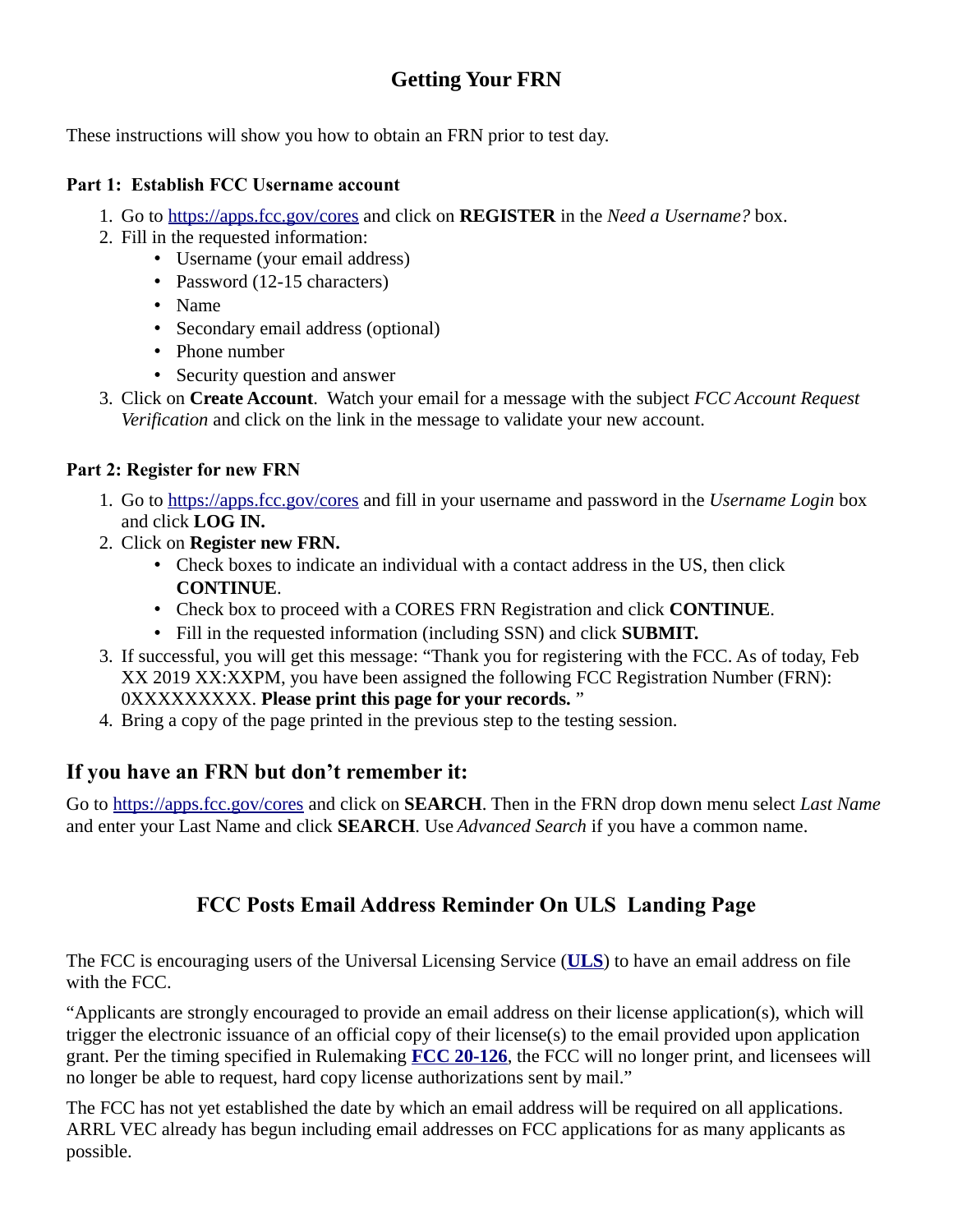# Getting Your FRN

These instructions will show you how to obtain an FRN prior to test day.

### Part 1: Establish FCC Username account

1. Go to [https://apps.fcc.gov/cores](https://apps.fcc.gov/cores) and click on **REGISTER** in the *Need a Username?* box.
2. Fill in the requested information:
   - Username (your email address)
   - Password (12-15 characters)
   - Name
   - Secondary email address (optional)
   - Phone number
   - Security question and answer
3. Click on **Create Account**. Watch your email for a message with the subject *FCC Account Request Verification* and click on the link in the message to validate your new account.

### Part 2: Register for new FRN

1. Go to [https://apps.fcc.gov/cores](https://apps.fcc.gov/cores) and fill in your username and password in the *Username Login* box and click **LOG IN.**
2. Click on **Register new FRN.**
   - Check boxes to indicate an individual with a contact address in the US, then click **CONTINUE**.
   - Check box to proceed with a CORES FRN Registration and click **CONTINUE**.
   - Fill in the requested information (including SSN) and click **SUBMIT.**
3. If successful, you will get this message: "Thank you for registering with the FCC. As of today, Feb XX 2019 XX:XXPM, you have been assigned the following FCC Registration Number (FRN): 0XXXXXXXXX. **Please print this page for your records.** "
4. Bring a copy of the page printed in the previous step to the testing session.

## If you have an FRN but don't remember it:

Go to [https://apps.fcc.gov/cores](https://apps.fcc.gov/cores) and click on **SEARCH**. Then in the FRN drop down menu select *Last Name* and enter your Last Name and click **SEARCH**. Use *Advanced Search* if you have a common name.

# FCC Posts Email Address Reminder On ULS Landing Page

The FCC is encouraging users of the Universal Licensing Service (**ULS**) to have an email address on file with the FCC.

"Applicants are strongly encouraged to provide an email address on their license application(s), which will trigger the electronic issuance of an official copy of their license(s) to the email provided upon application grant. Per the timing specified in Rulemaking **FCC 20-126**, the FCC will no longer print, and licensees will no longer be able to request, hard copy license authorizations sent by mail."

The FCC has not yet established the date by which an email address will be required on all applications. ARRL VEC already has begun including email addresses on FCC applications for as many applicants as possible.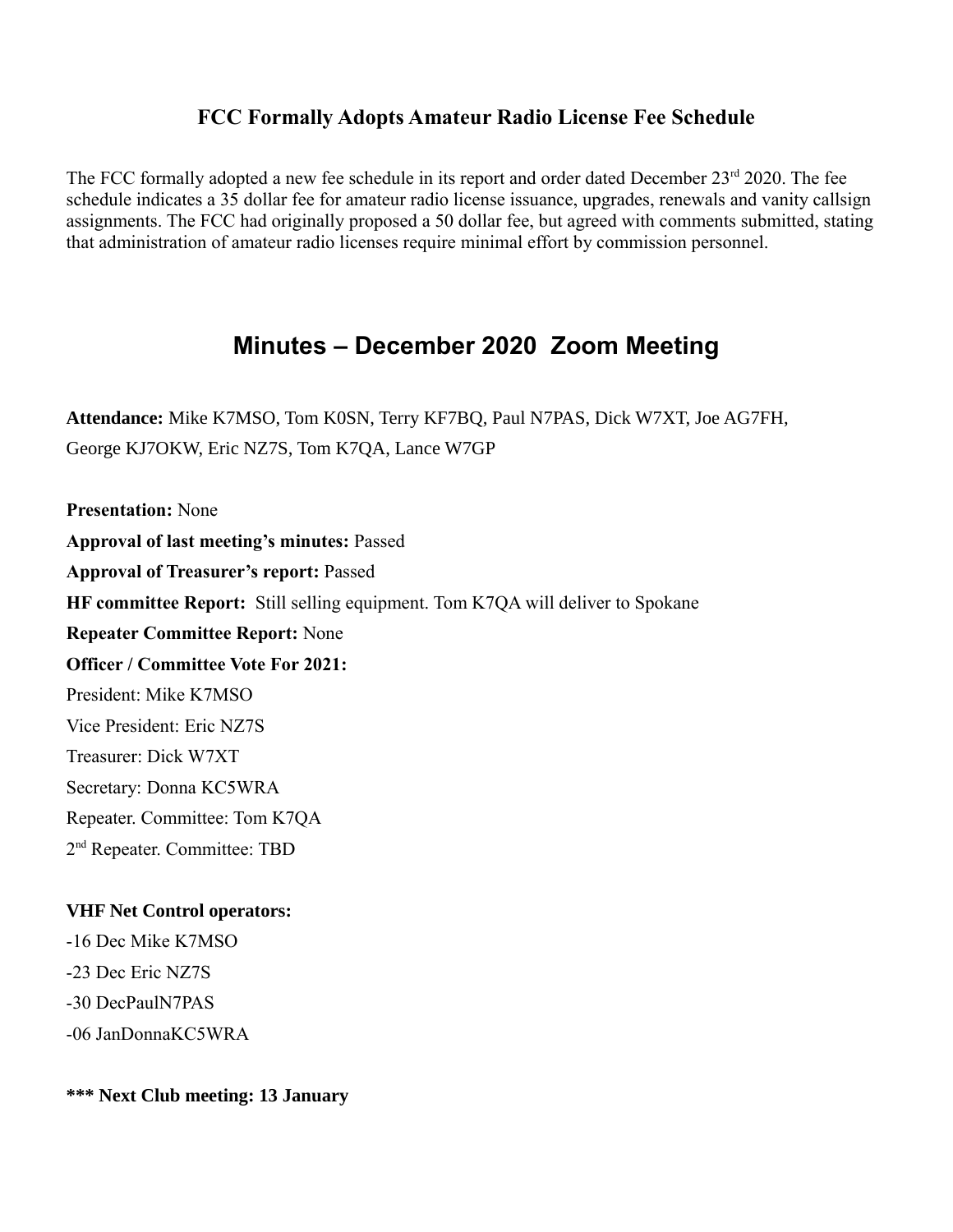## FCC Formally Adopts Amateur Radio License Fee Schedule

The FCC formally adopted a new fee schedule in its report and order dated December 23rd 2020. The fee schedule indicates a 35 dollar fee for amateur radio license issuance, upgrades, renewals and vanity callsign assignments. The FCC had originally proposed a 50 dollar fee, but agreed with comments submitted, stating that administration of amateur radio licenses require minimal effort by commission personnel.

# Minutes – December 2020 Zoom Meeting

**Attendance:** Mike K7MSO, Tom K0SN, Terry KF7BQ, Paul N7PAS, Dick W7XT, Joe AG7FH, George KJ7OKW, Eric NZ7S, Tom K7QA, Lance W7GP

**Presentation:** None

**Approval of last meeting's minutes:** Passed

**Approval of Treasurer's report:** Passed

**HF committee Report:** Still selling equipment. Tom K7QA will deliver to Spokane

**Repeater Committee Report:** None

**Officer / Committee Vote For 2021:**

President: Mike K7MSO

Vice President: Eric NZ7S

Treasurer: Dick W7XT

Secretary: Donna KC5WRA

Repeater. Committee: Tom K7QA

2nd Repeater. Committee: TBD

**VHF Net Control operators:**

-16 Dec Mike K7MSO

-23 Dec Eric NZ7S

-30 DecPaulN7PAS

-06 JanDonnaKC5WRA

**\*\*\* Next Club meeting: 13 January**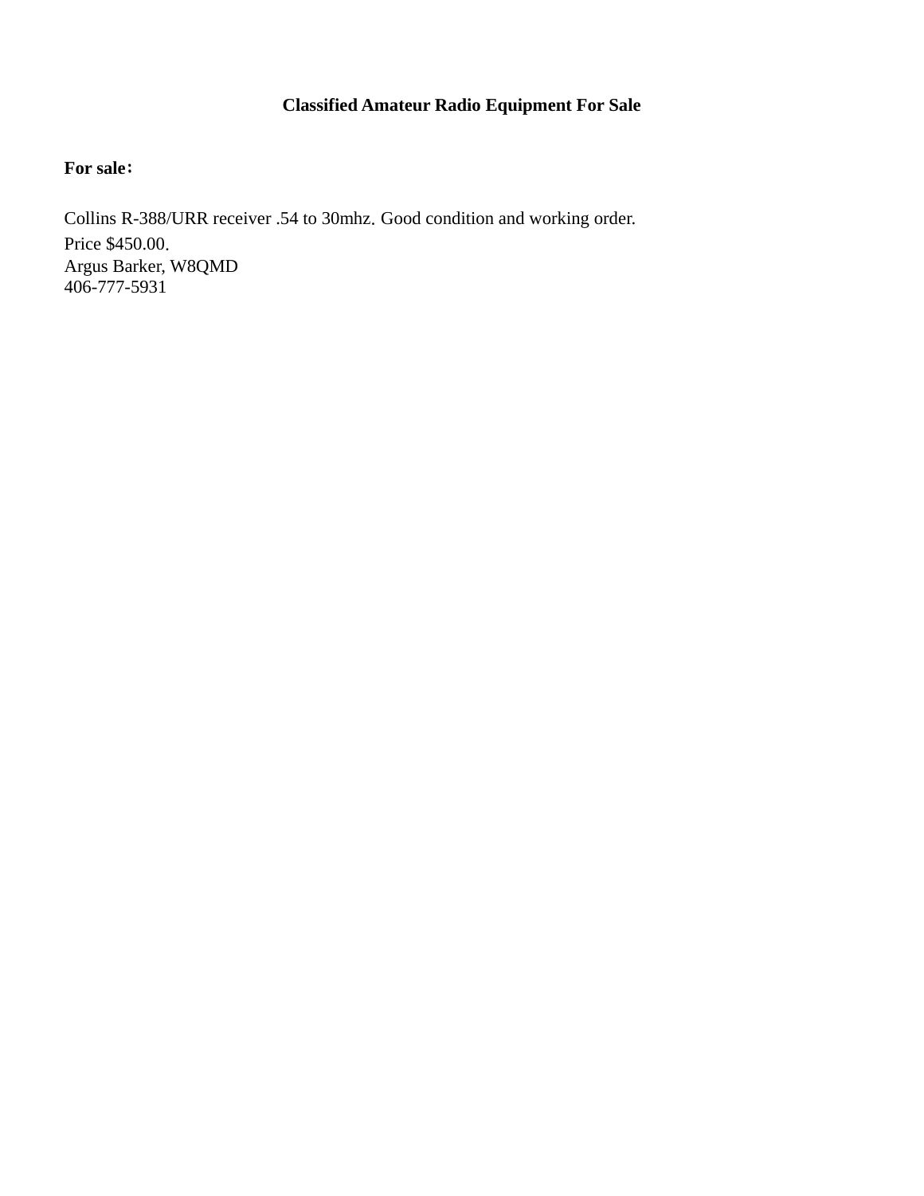# Classified Amateur Radio Equipment For Sale

**For sale：**

Collins R-388/URR receiver .54 to 30mhz. Good condition and working order.
Price $450.00.
Argus Barker, W8QMD
406-777-5931